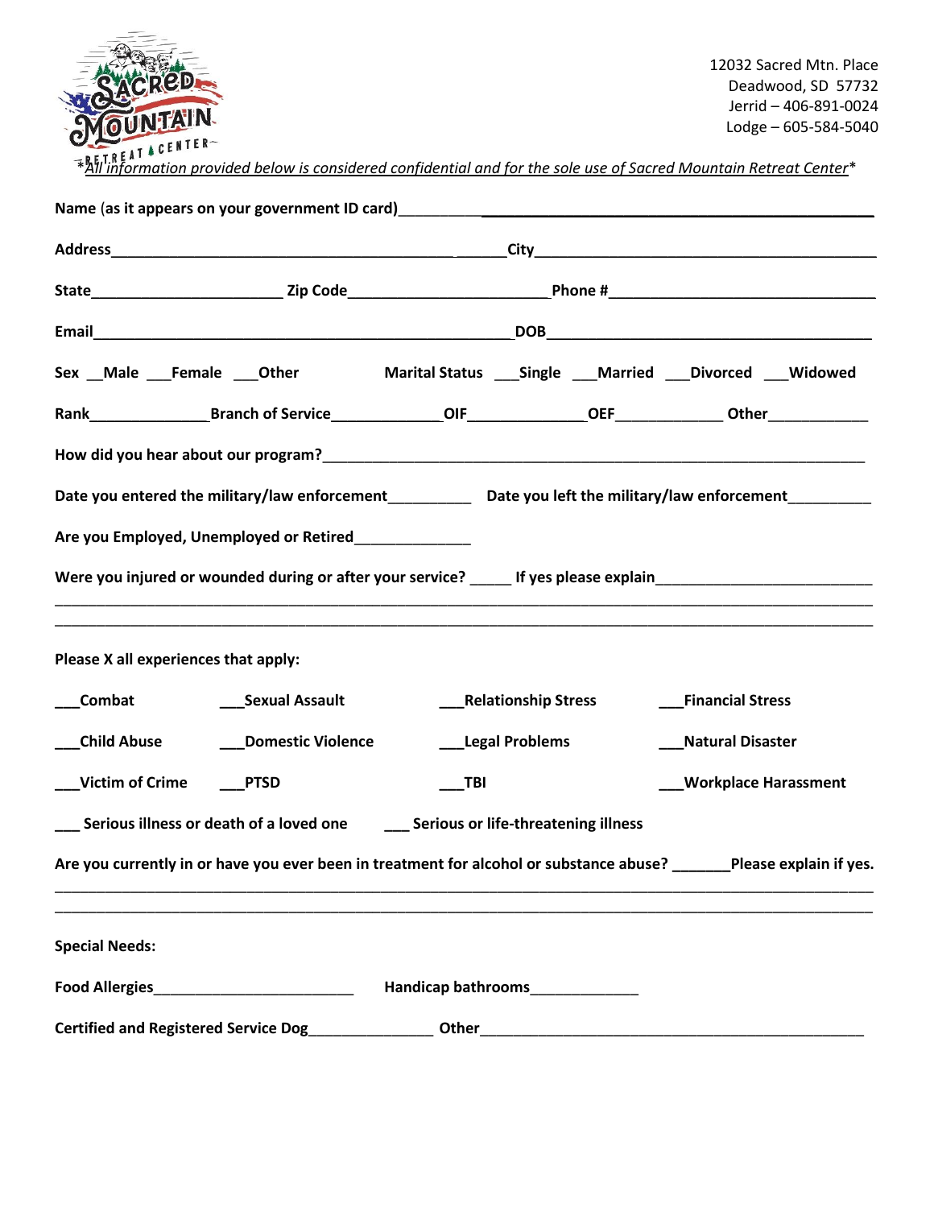Sacred Mountain Retreat Center

12032 Sacred Mtn. Place
Deadwood, SD 57732
Jerrid – 406-891-0024
Lodge – 605-584-5040

**\****_All information provided below is considered confidential and for the sole use of Sacred Mountain Retreat Center_**\***

**Name** (as it appears on your government ID card)________________________________________________________

**Address**________________________________________________ **City**________________________________________

**State**_______________________ **Zip Code**________________________ **Phone #**________________________________

**Email**__________________________________________________ **DOB**______________________________________

**Sex** __Male ___Female ___Other **Marital Status** ___Single ___Married ___Divorced ___Widowed

**Rank**______________ **Branch of Service**_____________ **OIF**_____________ **OEF**_____________ **Other**____________

**How did you hear about our program?**_________________________________________________________________

**Date you entered the military/law enforcement**__________ **Date you left the military/law enforcement**__________

**Are you Employed, Unemployed or Retired**______________

**Were you injured or wounded during or after your service?** _____ **If yes please explain**________________________

____________________________________________________________________________________________

____________________________________________________________________________________________

**Please X all experiences that apply:**

___**Combat** ___**Sexual Assault** ___**Relationship Stress** ___**Financial Stress**

___**Child Abuse** ___**Domestic Violence** ___**Legal Problems** ___**Natural Disaster**

___**Victim of Crime** ___**PTSD** ___**TBI** ___**Workplace Harassment**

___ **Serious illness or death of a loved one** ___ **Serious or life-threatening illness**

**Are you currently in or have you ever been in treatment for alcohol or substance abuse?** _______**Please explain if yes.**

____________________________________________________________________________________________

____________________________________________________________________________________________

**Special Needs:**

**Food Allergies**________________________ **Handicap bathrooms**_____________

**Certified and Registered Service Dog**_______________ **Other**_______________________________________________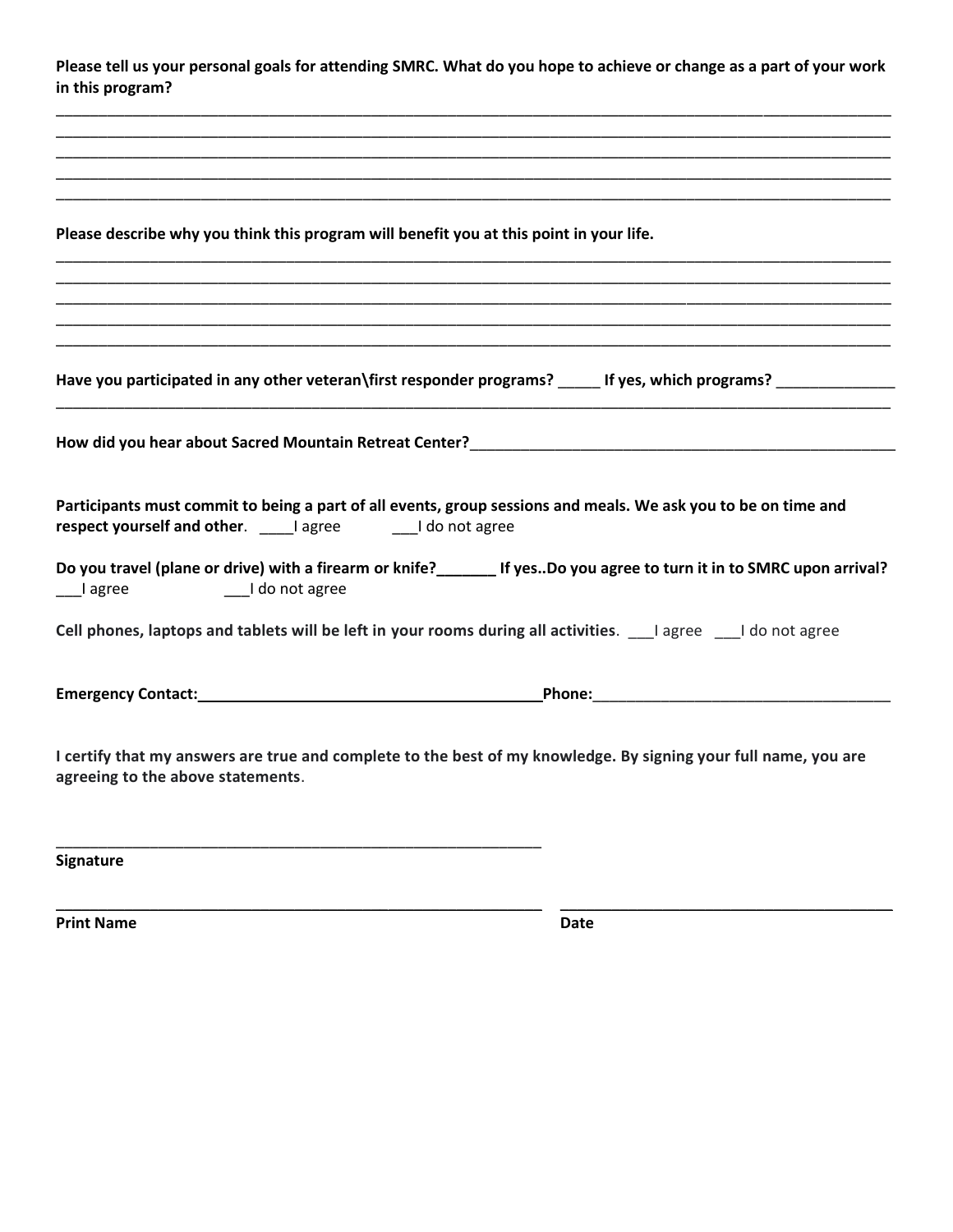**Please tell us your personal goals for attending SMRC. What do you hope to achieve or change as a part of your work in this program?**

____________________________________________________________________________________________________
____________________________________________________________________________________________________
____________________________________________________________________________________________________
____________________________________________________________________________________________________
____________________________________________________________________________________________________

**Please describe why you think this program will benefit you at this point in your life.**

____________________________________________________________________________________________________
____________________________________________________________________________________________________
____________________________________________________________________________________________________
____________________________________________________________________________________________________
____________________________________________________________________________________________________

**Have you participated in any other veteran\first responder programs?** _____ **If yes, which programs?** ______________
____________________________________________________________________________________________________

**How did you hear about Sacred Mountain Retreat Center?**_____________________________________________________

**Participants must commit to being a part of all events, group sessions and meals. We ask you to be on time and respect yourself and other**. ____I agree ___I do not agree

**Do you travel (plane or drive) with a firearm or knife?_______ If yes..Do you agree to turn it in to SMRC upon arrival?** ___I agree ___I do not agree

**Cell phones, laptops and tablets will be left in your rooms during all activities**. ___I agree ___I do not agree

**Emergency Contact:**__________________________________________**Phone:**___________________________________

**I certify that my answers are true and complete to the best of my knowledge. By signing your full name, you are agreeing to the above statements**.

______________________________________________________________
**Signature**

______________________________________________________________ ________________________________________
**Print Name** **Date**